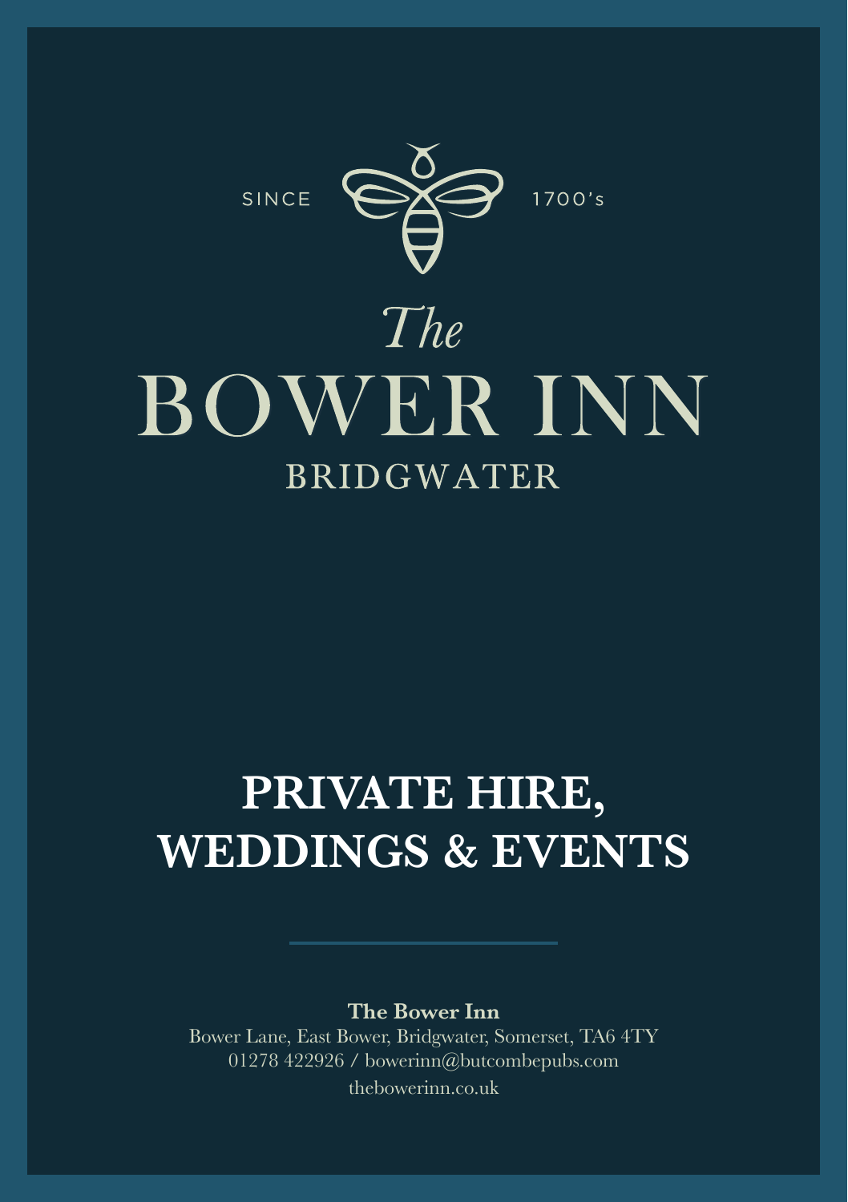SINCE 1700's

*The*

# BOWER INN

BRIDGWATER

## PRIVATE HIRE, WEDDINGS & EVENTS

**The Bower Inn**
Bower Lane, East Bower, Bridgwater, Somerset, TA6 4TY
01278 422926 / bowerinn@butcombepubs.com
thebowerinn.co.uk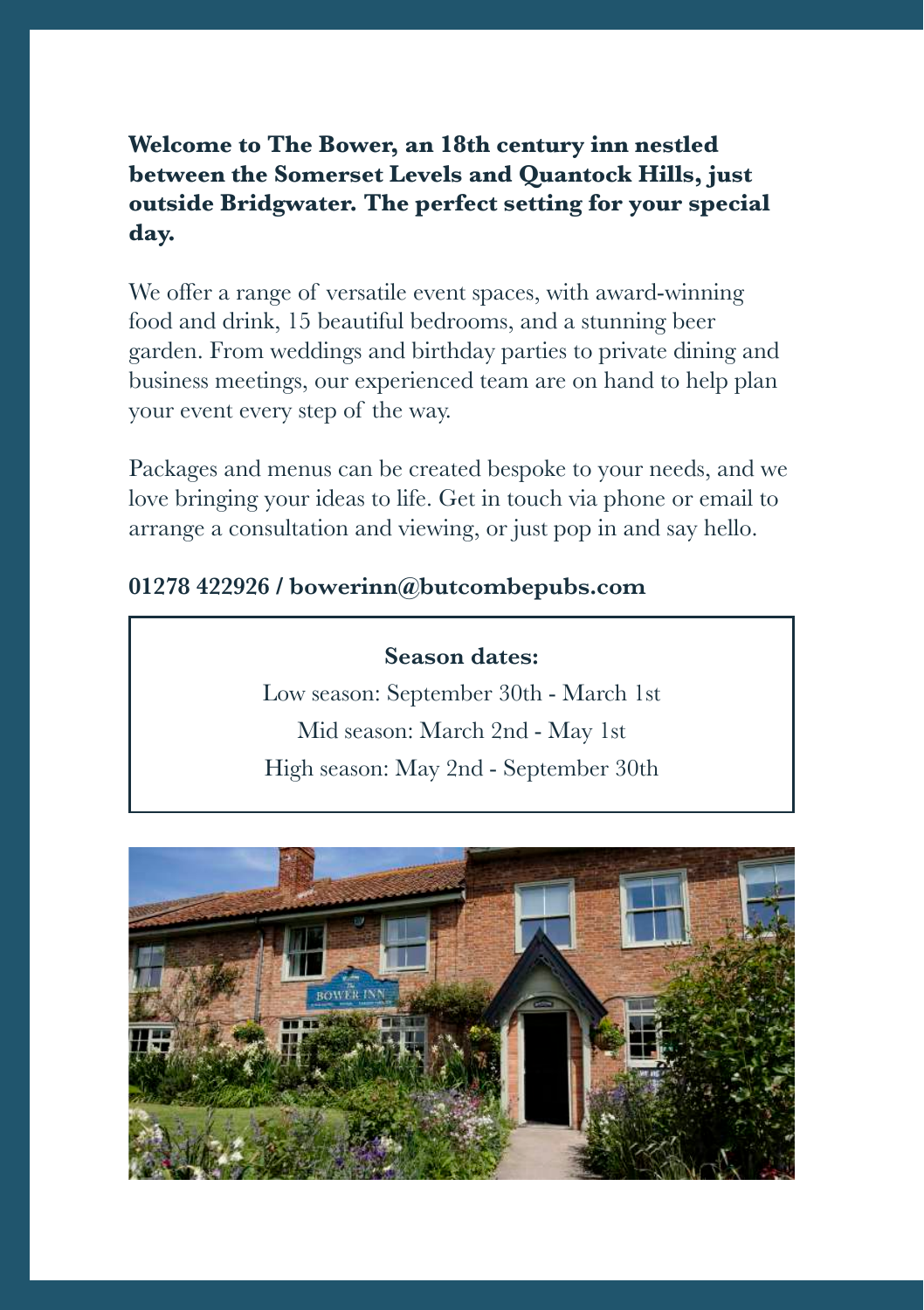**Welcome to The Bower, an 18th century inn nestled between the Somerset Levels and Quantock Hills, just outside Bridgwater. The perfect setting for your special day.**

We offer a range of versatile event spaces, with award-winning food and drink, 15 beautiful bedrooms, and a stunning beer garden. From weddings and birthday parties to private dining and business meetings, our experienced team are on hand to help plan your event every step of the way.

Packages and menus can be created bespoke to your needs, and we love bringing your ideas to life. Get in touch via phone or email to arrange a consultation and viewing, or just pop in and say hello.

**01278 422926 / bowerinn@butcombepubs.com**

**Season dates:**

Low season: September 30th - March 1st

Mid season: March 2nd - May 1st

High season: May 2nd - September 30th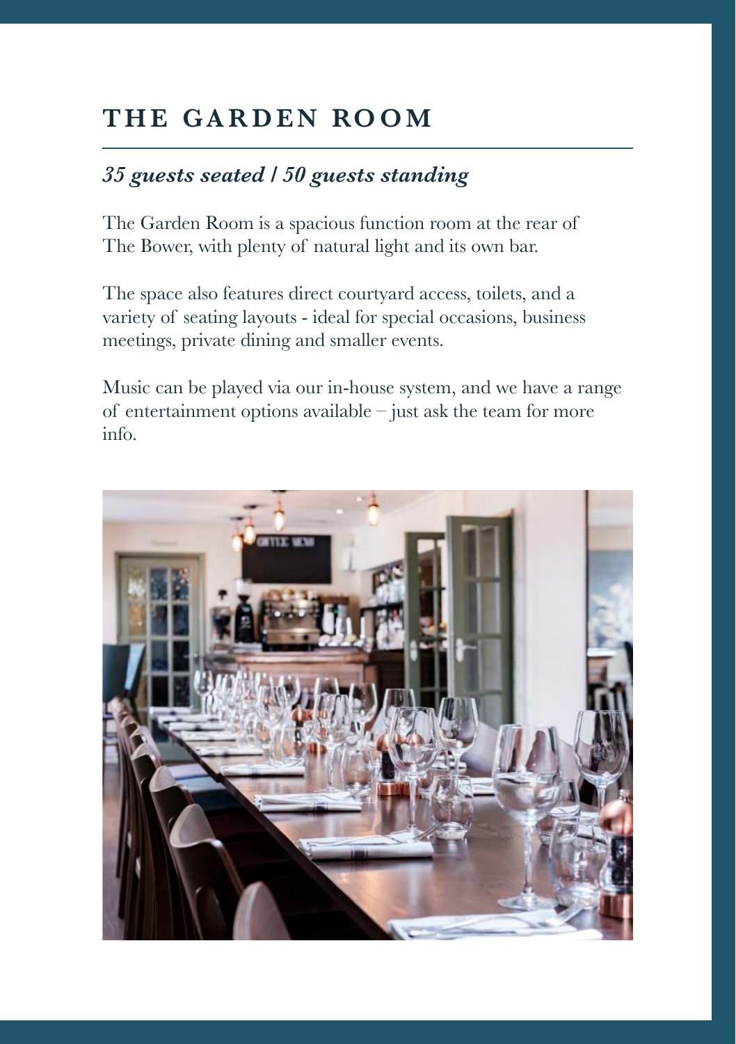# THE GARDEN ROOM

***35 guests seated / 50 guests standing***

The Garden Room is a spacious function room at the rear of The Bower, with plenty of natural light and its own bar.

The space also features direct courtyard access, toilets, and a variety of seating layouts - ideal for special occasions, business meetings, private dining and smaller events.

Music can be played via our in-house system, and we have a range of entertainment options available – just ask the team for more info.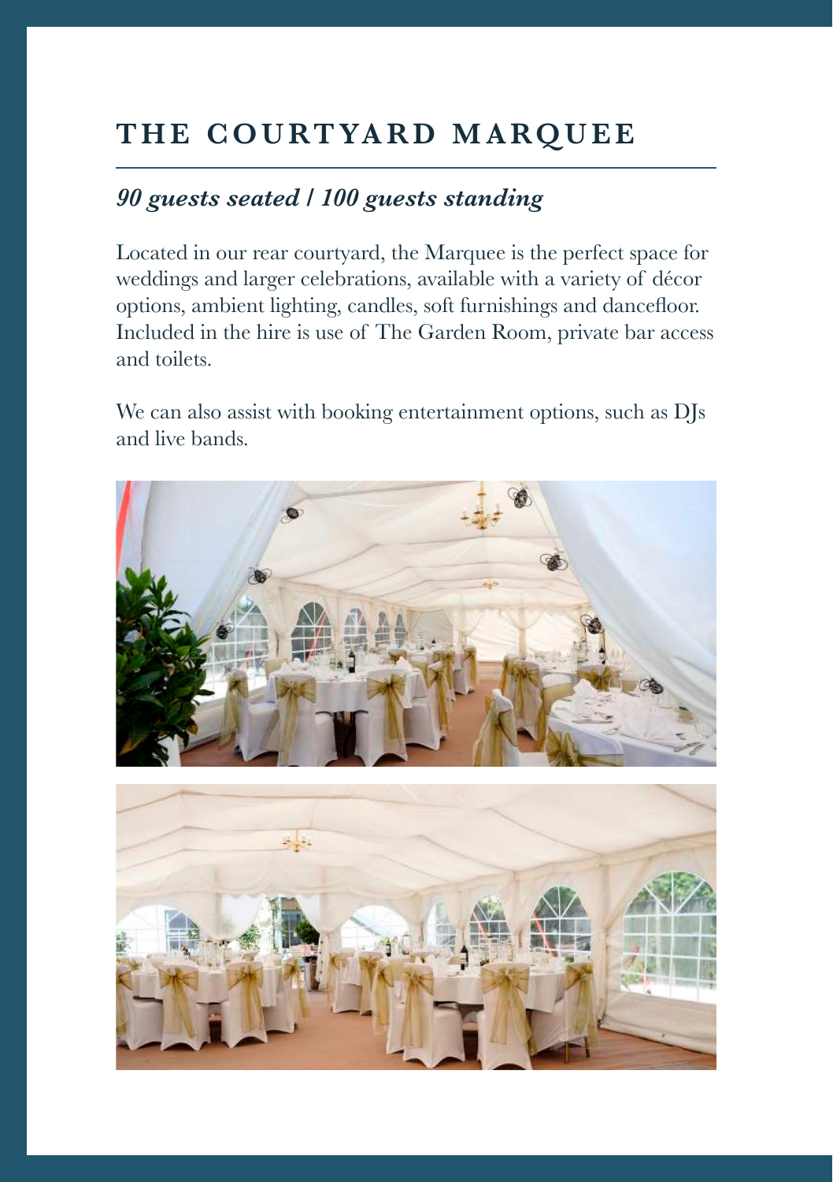# THE COURTYARD MARQUEE

***90 guests seated / 100 guests standing***

Located in our rear courtyard, the Marquee is the perfect space for weddings and larger celebrations, available with a variety of décor options, ambient lighting, candles, soft furnishings and dancefloor. Included in the hire is use of The Garden Room, private bar access and toilets.

We can also assist with booking entertainment options, such as DJs and live bands.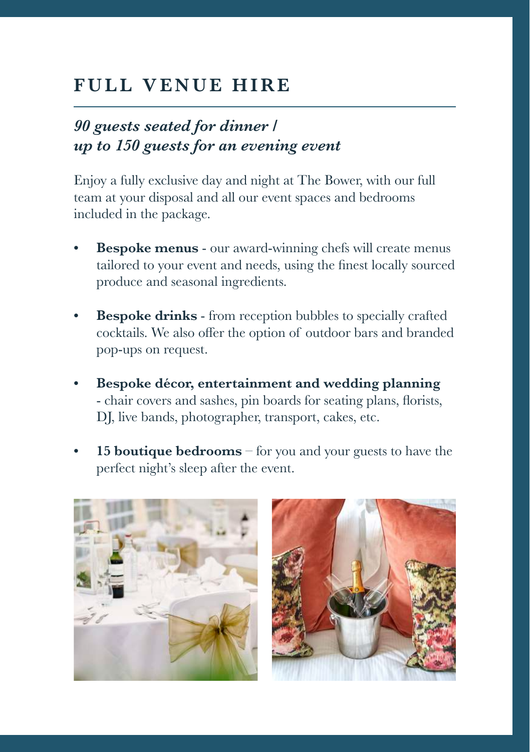# FULL VENUE HIRE

## *90 guests seated for dinner / up to 150 guests for an evening event*

Enjoy a fully exclusive day and night at The Bower, with our full team at your disposal and all our event spaces and bedrooms included in the package.

- **Bespoke menus** - our award-winning chefs will create menus tailored to your event and needs, using the finest locally sourced produce and seasonal ingredients.
- **Bespoke drinks** - from reception bubbles to specially crafted cocktails. We also offer the option of outdoor bars and branded pop-ups on request.
- **Bespoke décor, entertainment and wedding planning** - chair covers and sashes, pin boards for seating plans, florists, DJ, live bands, photographer, transport, cakes, etc.
- **15 boutique bedrooms** – for you and your guests to have the perfect night's sleep after the event.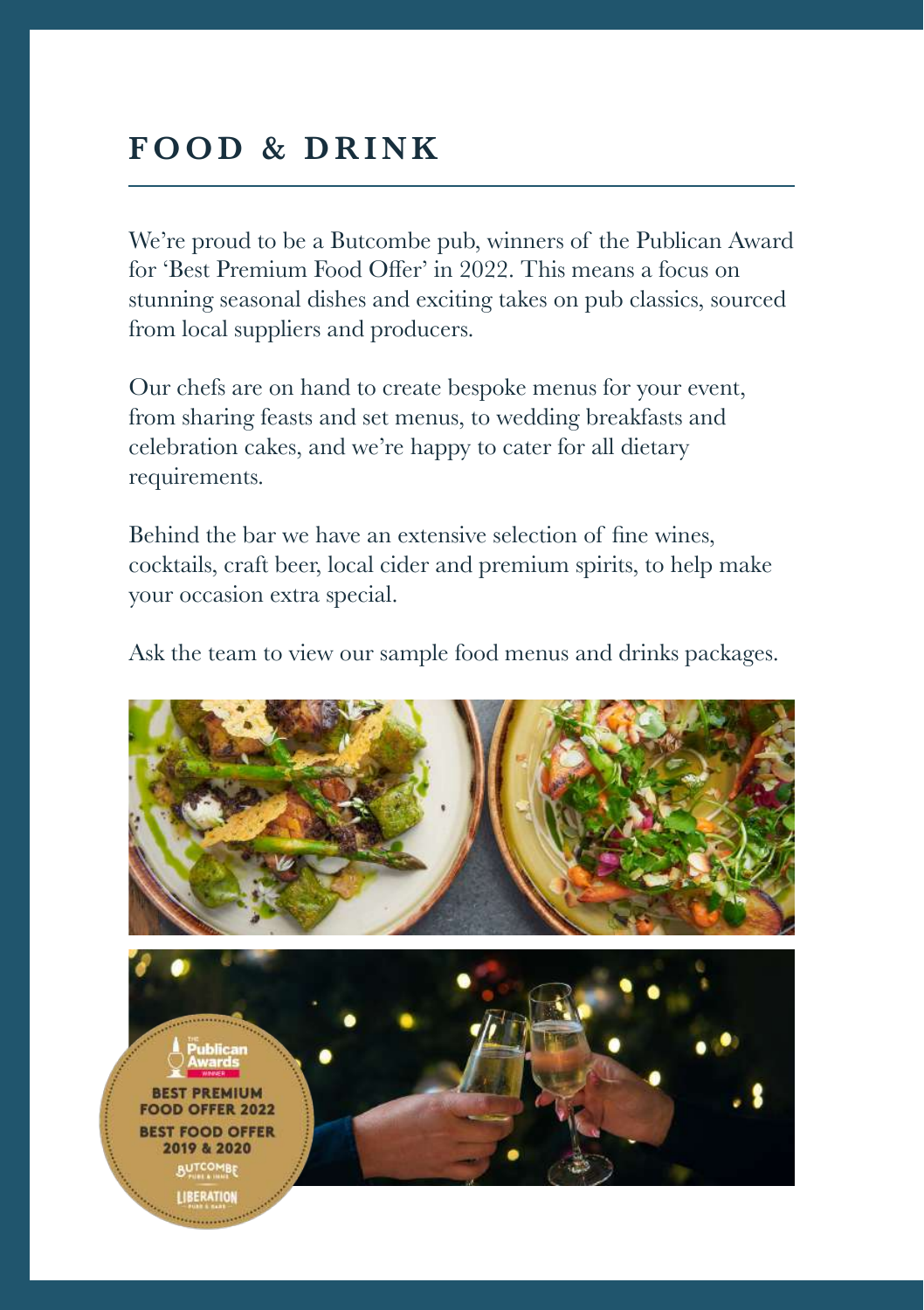# FOOD & DRINK

We're proud to be a Butcombe pub, winners of the Publican Award for 'Best Premium Food Offer' in 2022. This means a focus on stunning seasonal dishes and exciting takes on pub classics, sourced from local suppliers and producers.

Our chefs are on hand to create bespoke menus for your event, from sharing feasts and set menus, to wedding breakfasts and celebration cakes, and we're happy to cater for all dietary requirements.

Behind the bar we have an extensive selection of fine wines, cocktails, craft beer, local cider and premium spirits, to help make your occasion extra special.

Ask the team to view our sample food menus and drinks packages.

The Publican Awards Winner

BEST PREMIUM FOOD OFFER 2022

BEST FOOD OFFER 2019 & 2020

BUTCOMBE PUBS & INNS

LIBERATION PUBS & BARS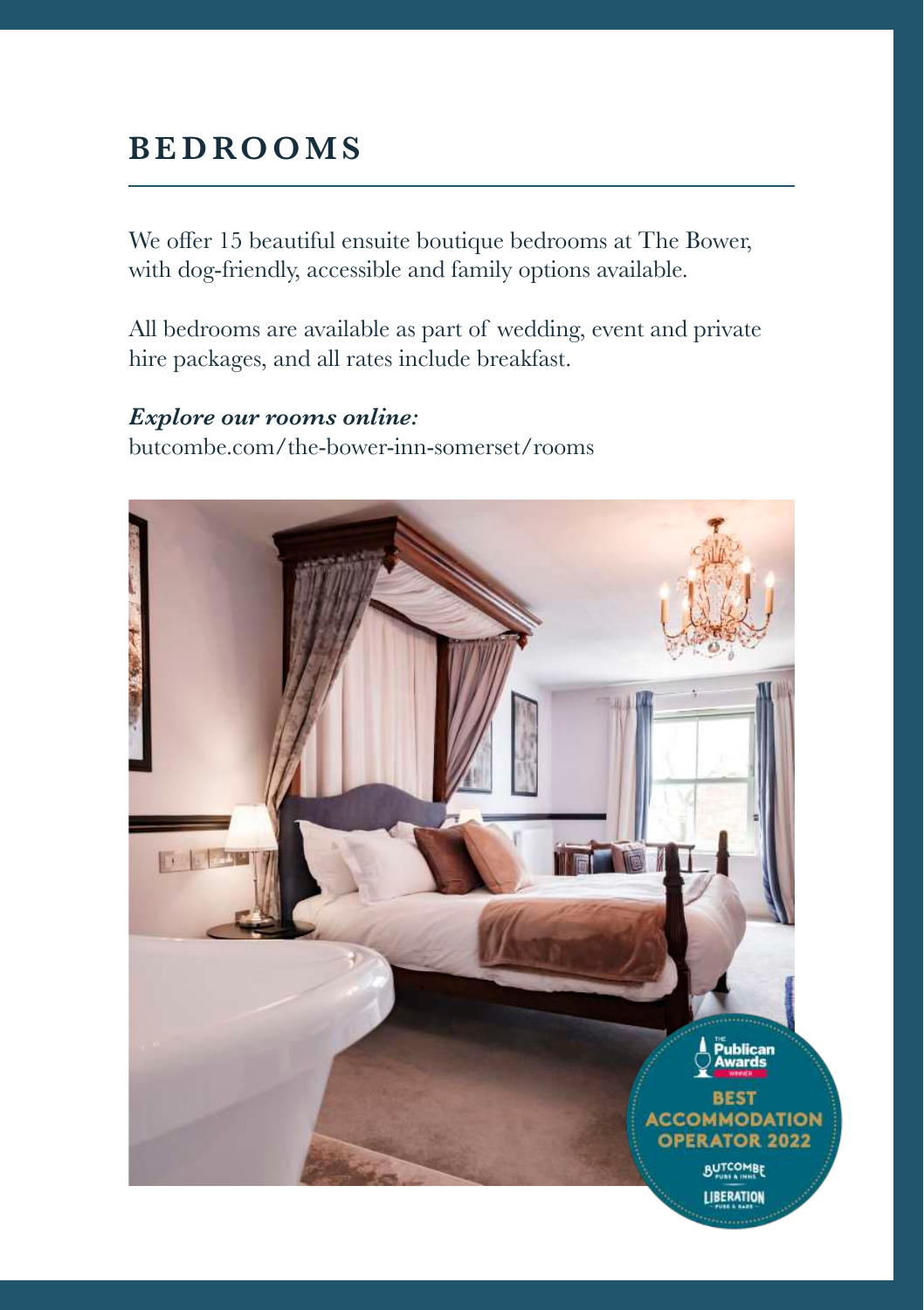# BEDROOMS

We offer 15 beautiful ensuite boutique bedrooms at The Bower, with dog-friendly, accessible and family options available.

All bedrooms are available as part of wedding, event and private hire packages, and all rates include breakfast.

***Explore our rooms online:***
butcombe.com/the-bower-inn-somerset/rooms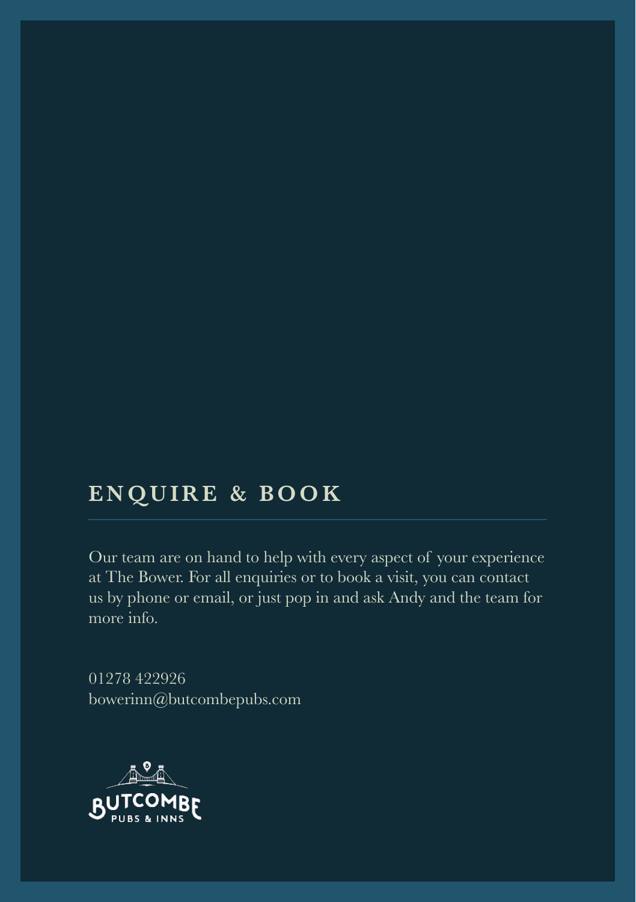## ENQUIRE & BOOK

Our team are on hand to help with every aspect of your experience at The Bower. For all enquiries or to book a visit, you can contact us by phone or email, or just pop in and ask Andy and the team for more info.

01278 422926
bowerinn@butcombepubs.com

BUTCOMBE
PUBS & INNS